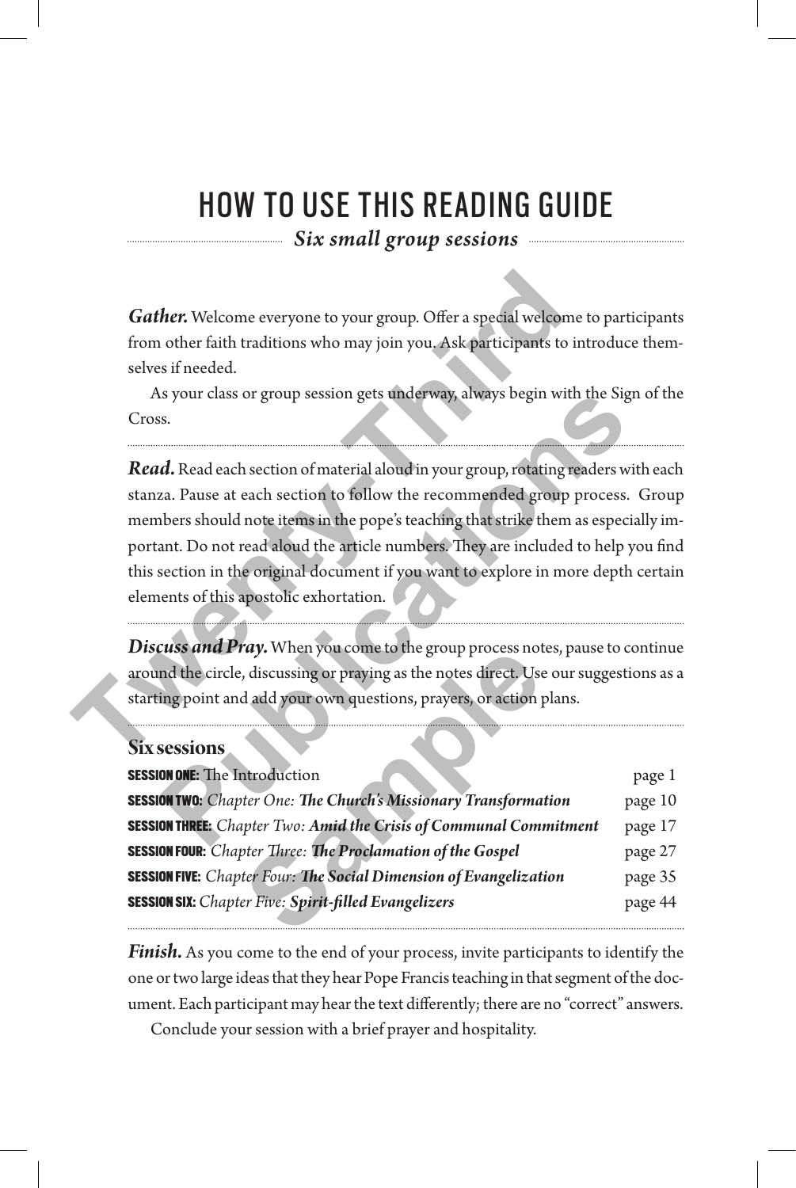# HOW TO USE THIS READING GUIDE

*Six small group sessions*

***Gather.*** Welcome everyone to your group. Offer a special welcome to participants from other faith traditions who may join you. Ask participants to introduce themselves if needed.

As your class or group session gets underway, always begin with the Sign of the Cross.

***Read.*** Read each section of material aloud in your group, rotating readers with each stanza. Pause at each section to follow the recommended group process. Group members should note items in the pope's teaching that strike them as especially important. Do not read aloud the article numbers. They are included to help you find this section in the original document if you want to explore in more depth certain elements of this apostolic exhortation.

***Discuss and Pray.*** When you come to the group process notes, pause to continue around the circle, discussing or praying as the notes direct. Use our suggestions as a starting point and add your own questions, prayers, or action plans.

## Six sessions

| | |
|---|---|
| **SESSION ONE:** The Introduction | page 1 |
| **SESSION TWO:** *Chapter One: **The Church's Missionary Transformation*** | page 10 |
| **SESSION THREE:** *Chapter Two: **Amid the Crisis of Communal Commitment*** | page 17 |
| **SESSION FOUR:** *Chapter Three: **The Proclamation of the Gospel*** | page 27 |
| **SESSION FIVE:** *Chapter Four: **The Social Dimension of Evangelization*** | page 35 |
| **SESSION SIX:** *Chapter Five: **Spirit-filled Evangelizers*** | page 44 |

***Finish.*** As you come to the end of your process, invite participants to identify the one or two large ideas that they hear Pope Francis teaching in that segment of the document. Each participant may hear the text differently; there are no "correct" answers.

Conclude your session with a brief prayer and hospitality.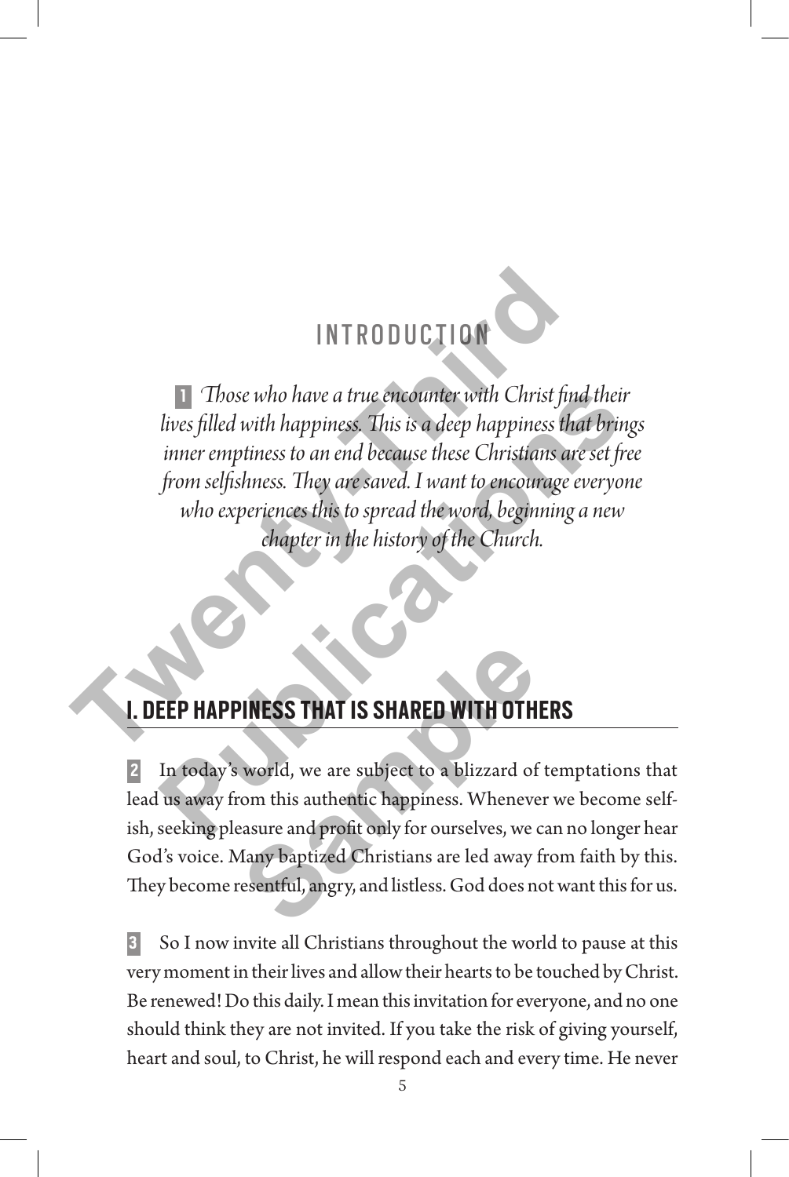# INTRODUCTION

**1** *Those who have a true encounter with Christ find their lives filled with happiness. This is a deep happiness that brings inner emptiness to an end because these Christians are set free from selfishness. They are saved. I want to encourage everyone who experiences this to spread the word, beginning a new chapter in the history of the Church.*

## I. DEEP HAPPINESS THAT IS SHARED WITH OTHERS

**2** In today's world, we are subject to a blizzard of temptations that lead us away from this authentic happiness. Whenever we become selfish, seeking pleasure and profit only for ourselves, we can no longer hear God's voice. Many baptized Christians are led away from faith by this. They become resentful, angry, and listless. God does not want this for us.

**3** So I now invite all Christians throughout the world to pause at this very moment in their lives and allow their hearts to be touched by Christ. Be renewed! Do this daily. I mean this invitation for everyone, and no one should think they are not invited. If you take the risk of giving yourself, heart and soul, to Christ, he will respond each and every time. He never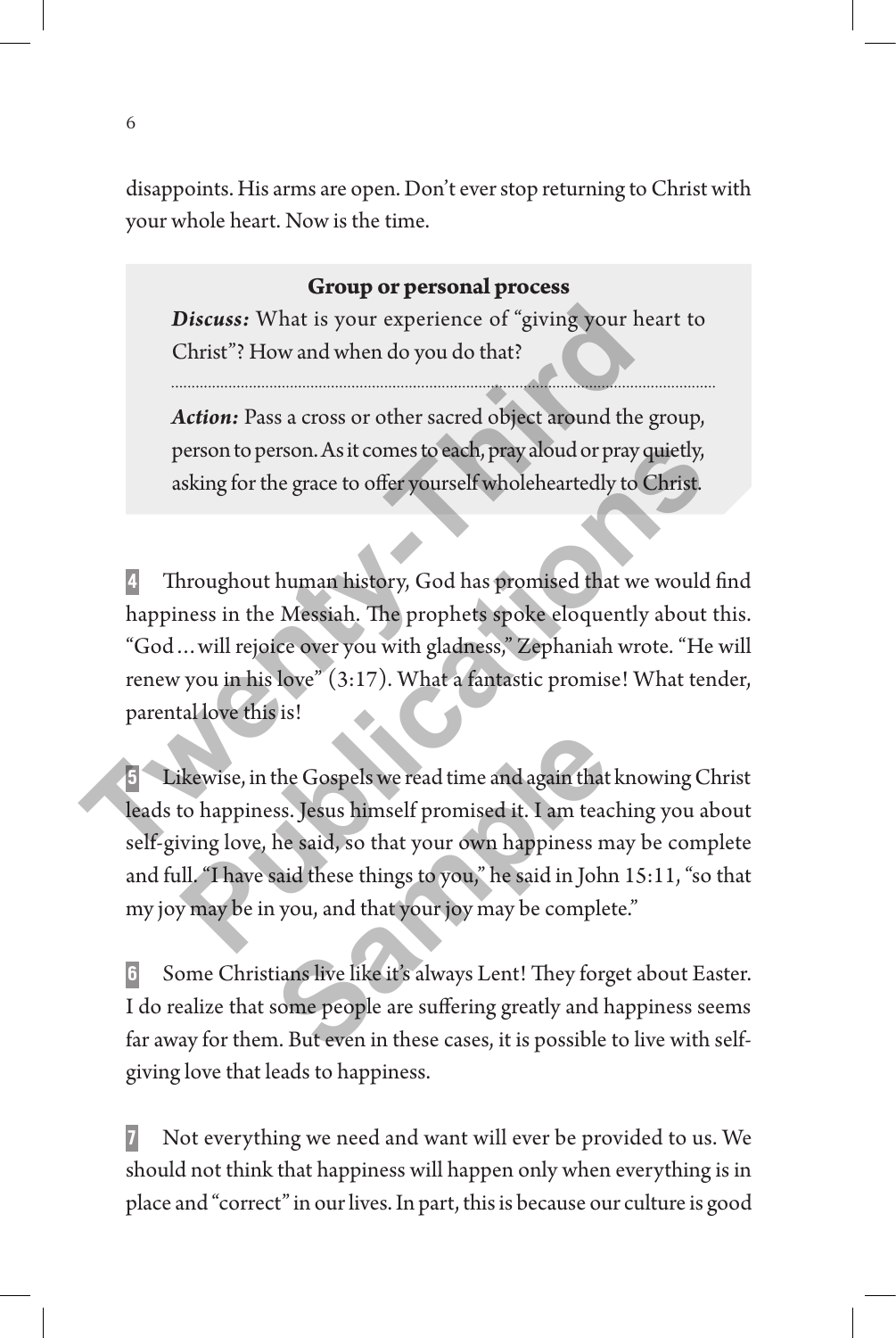disappoints. His arms are open. Don't ever stop returning to Christ with your whole heart. Now is the time.

**Group or personal process**

***Discuss:*** What is your experience of "giving your heart to Christ"? How and when do you do that?

---

***Action:*** Pass a cross or other sacred object around the group, person to person. As it comes to each, pray aloud or pray quietly, asking for the grace to offer yourself wholeheartedly to Christ.

**4** Throughout human history, God has promised that we would find happiness in the Messiah. The prophets spoke eloquently about this. "God…will rejoice over you with gladness," Zephaniah wrote. "He will renew you in his love" (3:17). What a fantastic promise! What tender, parental love this is!

**5** Likewise, in the Gospels we read time and again that knowing Christ leads to happiness. Jesus himself promised it. I am teaching you about self-giving love, he said, so that your own happiness may be complete and full. "I have said these things to you," he said in John 15:11, "so that my joy may be in you, and that your joy may be complete."

**6** Some Christians live like it's always Lent! They forget about Easter. I do realize that some people are suffering greatly and happiness seems far away for them. But even in these cases, it is possible to live with self-giving love that leads to happiness.

**7** Not everything we need and want will ever be provided to us. We should not think that happiness will happen only when everything is in place and "correct" in our lives. In part, this is because our culture is good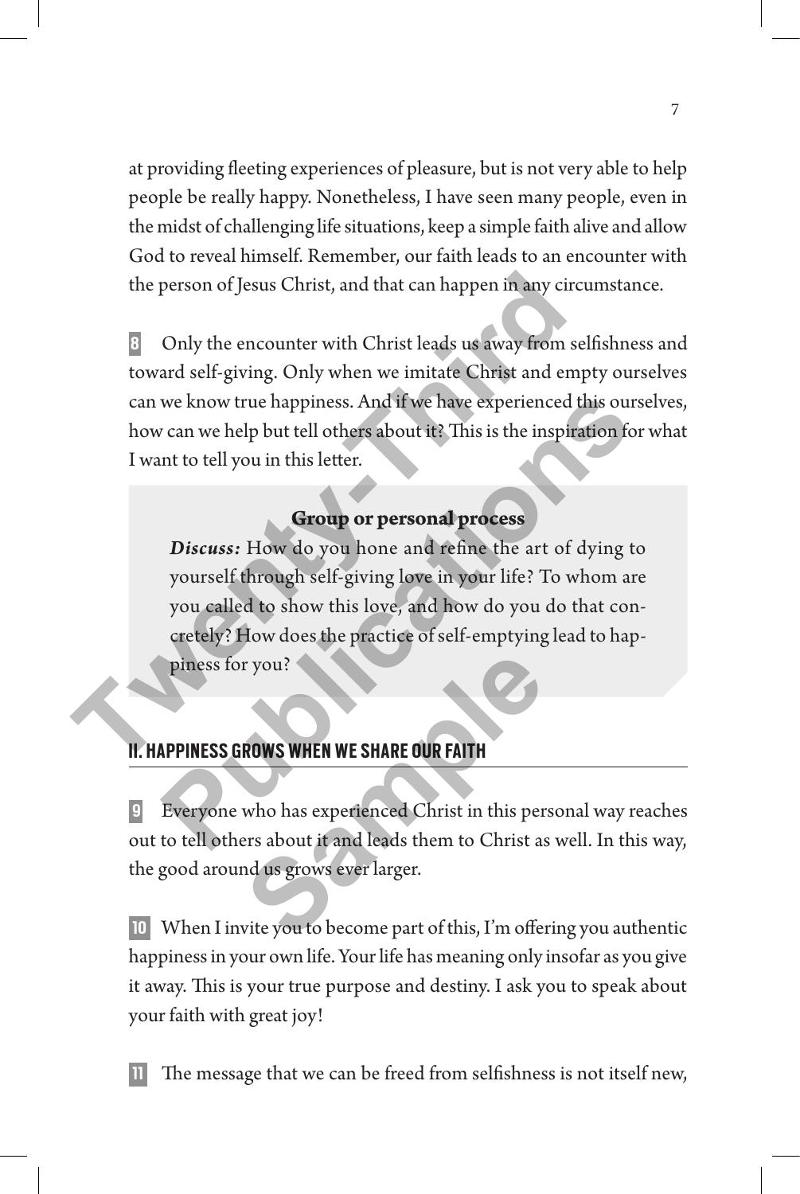at providing fleeting experiences of pleasure, but is not very able to help people be really happy. Nonetheless, I have seen many people, even in the midst of challenging life situations, keep a simple faith alive and allow God to reveal himself. Remember, our faith leads to an encounter with the person of Jesus Christ, and that can happen in any circumstance.

**8** Only the encounter with Christ leads us away from selfishness and toward self-giving. Only when we imitate Christ and empty ourselves can we know true happiness. And if we have experienced this ourselves, how can we help but tell others about it? This is the inspiration for what I want to tell you in this letter.

> **Group or personal process**
>
> ***Discuss:*** How do you hone and refine the art of dying to yourself through self-giving love in your life? To whom are you called to show this love, and how do you do that concretely? How does the practice of self-emptying lead to happiness for you?

## II. HAPPINESS GROWS WHEN WE SHARE OUR FAITH

**9** Everyone who has experienced Christ in this personal way reaches out to tell others about it and leads them to Christ as well. In this way, the good around us grows ever larger.

**10** When I invite you to become part of this, I'm offering you authentic happiness in your own life. Your life has meaning only insofar as you give it away. This is your true purpose and destiny. I ask you to speak about your faith with great joy!

**11** The message that we can be freed from selfishness is not itself new,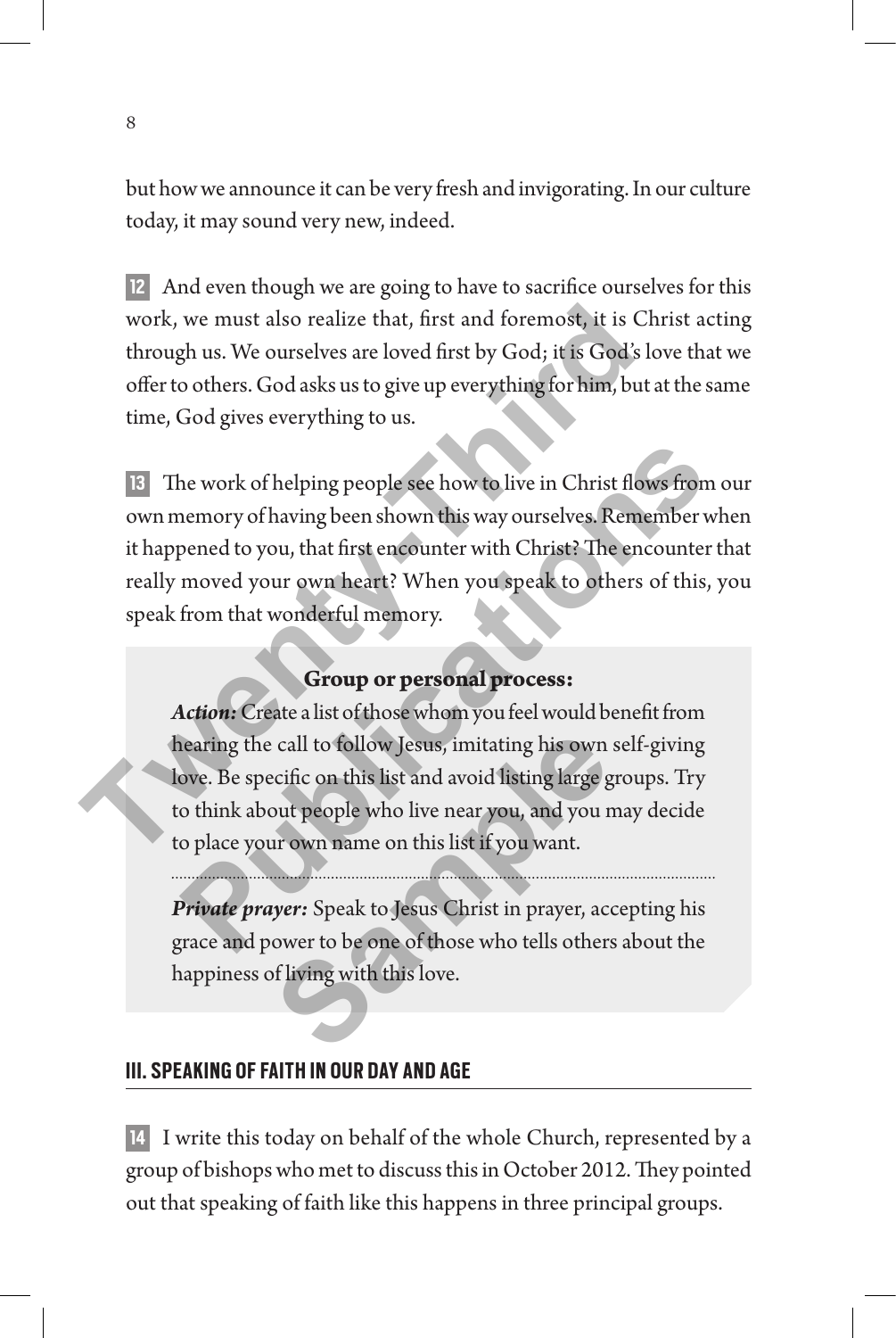but how we announce it can be very fresh and invigorating. In our culture today, it may sound very new, indeed.

**12** And even though we are going to have to sacrifice ourselves for this work, we must also realize that, first and foremost, it is Christ acting through us. We ourselves are loved first by God; it is God's love that we offer to others. God asks us to give up everything for him, but at the same time, God gives everything to us.

**13** The work of helping people see how to live in Christ flows from our own memory of having been shown this way ourselves. Remember when it happened to you, that first encounter with Christ? The encounter that really moved your own heart? When you speak to others of this, you speak from that wonderful memory.

> **Group or personal process:**
>
> ***Action:*** Create a list of those whom you feel would benefit from hearing the call to follow Jesus, imitating his own self-giving love. Be specific on this list and avoid listing large groups. Try to think about people who live near you, and you may decide to place your own name on this list if you want.
>
> ***Private prayer:*** Speak to Jesus Christ in prayer, accepting his grace and power to be one of those who tells others about the happiness of living with this love.

## III. SPEAKING OF FAITH IN OUR DAY AND AGE

**14** I write this today on behalf of the whole Church, represented by a group of bishops who met to discuss this in October 2012. They pointed out that speaking of faith like this happens in three principal groups.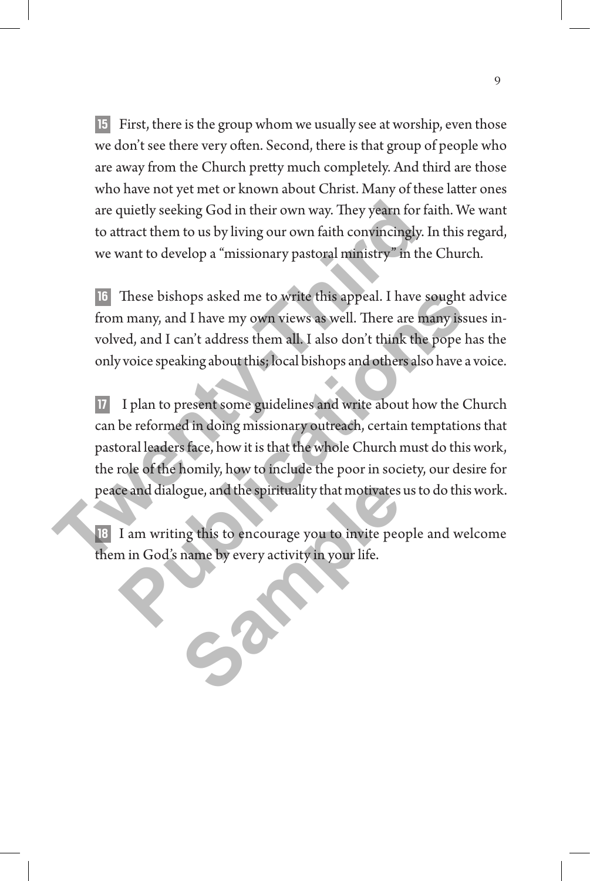**15** First, there is the group whom we usually see at worship, even those we don't see there very often. Second, there is that group of people who are away from the Church pretty much completely. And third are those who have not yet met or known about Christ. Many of these latter ones are quietly seeking God in their own way. They yearn for faith. We want to attract them to us by living our own faith convincingly. In this regard, we want to develop a "missionary pastoral ministry" in the Church.

**16** These bishops asked me to write this appeal. I have sought advice from many, and I have my own views as well. There are many issues involved, and I can't address them all. I also don't think the pope has the only voice speaking about this; local bishops and others also have a voice.

**17** I plan to present some guidelines and write about how the Church can be reformed in doing missionary outreach, certain temptations that pastoral leaders face, how it is that the whole Church must do this work, the role of the homily, how to include the poor in society, our desire for peace and dialogue, and the spirituality that motivates us to do this work.

**18** I am writing this to encourage you to invite people and welcome them in God's name by every activity in your life.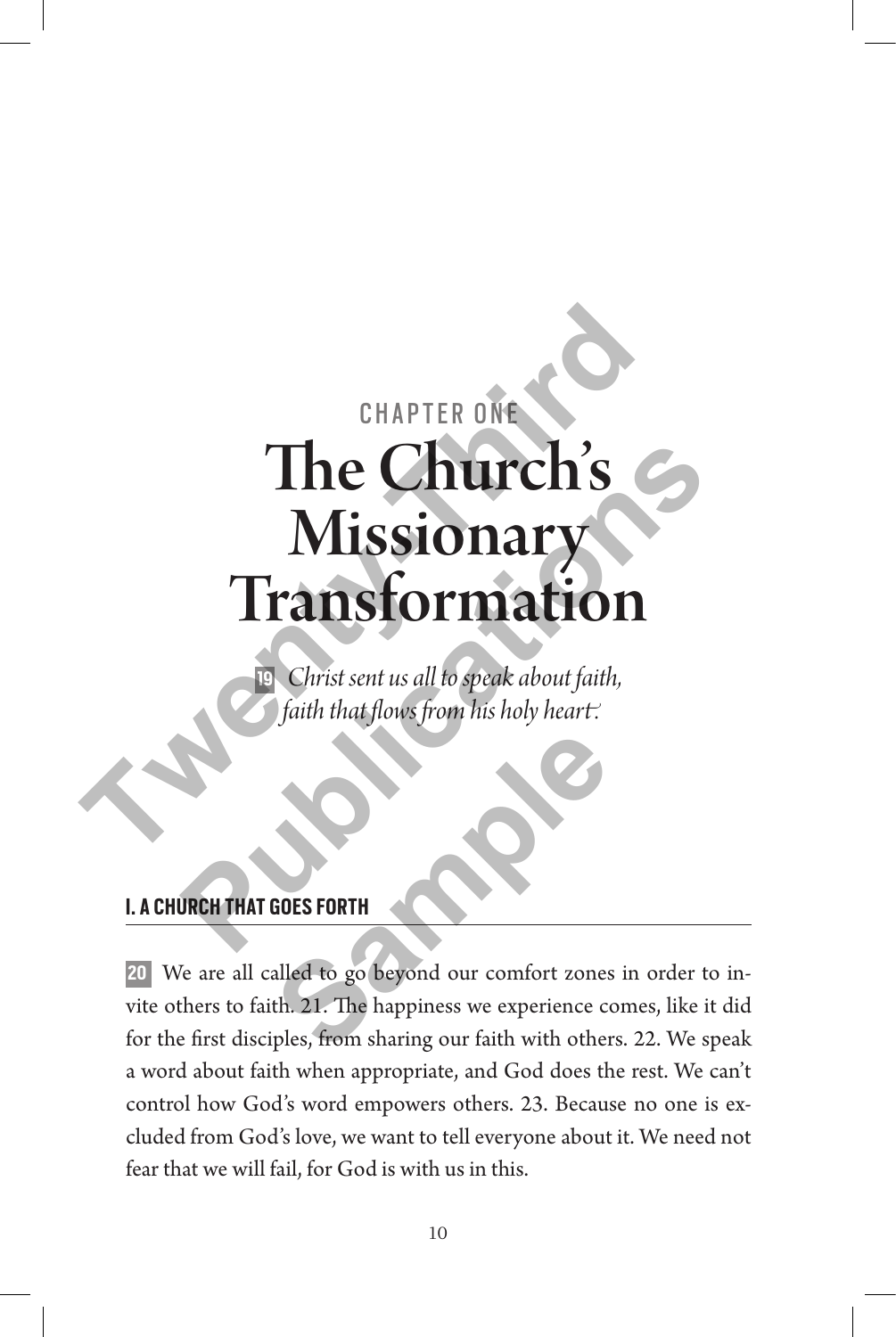CHAPTER ONE

# The Church's Missionary Transformation

**19** *Christ sent us all to speak about faith, faith that flows from his holy heart.*

## I. A CHURCH THAT GOES FORTH

**20** We are all called to go beyond our comfort zones in order to invite others to faith. 21. The happiness we experience comes, like it did for the first disciples, from sharing our faith with others. 22. We speak a word about faith when appropriate, and God does the rest. We can't control how God's word empowers others. 23. Because no one is excluded from God's love, we want to tell everyone about it. We need not fear that we will fail, for God is with us in this.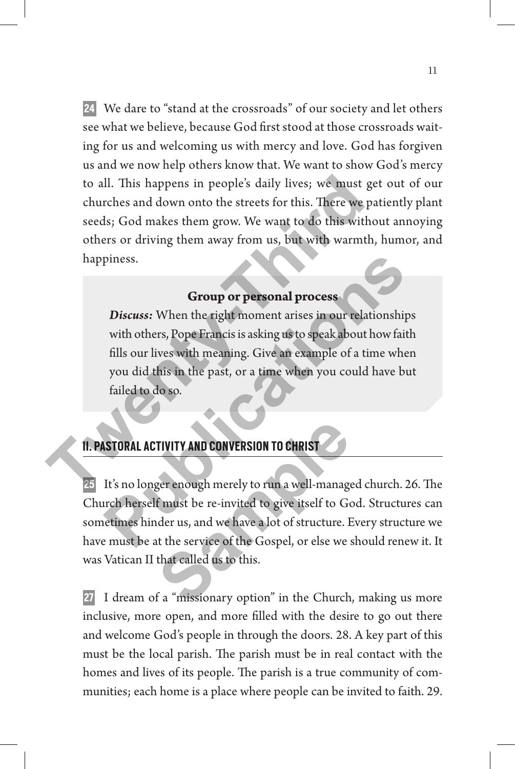**24** We dare to "stand at the crossroads" of our society and let others see what we believe, because God first stood at those crossroads waiting for us and welcoming us with mercy and love. God has forgiven us and we now help others know that. We want to show God's mercy to all. This happens in people's daily lives; we must get out of our churches and down onto the streets for this. There we patiently plant seeds; God makes them grow. We want to do this without annoying others or driving them away from us, but with warmth, humor, and happiness.

**Group or personal process**

***Discuss:*** When the right moment arises in our relationships with others, Pope Francis is asking us to speak about how faith fills our lives with meaning. Give an example of a time when you did this in the past, or a time when you could have but failed to do so.

## II. PASTORAL ACTIVITY AND CONVERSION TO CHRIST

**25** It's no longer enough merely to run a well-managed church. 26. The Church herself must be re-invited to give itself to God. Structures can sometimes hinder us, and we have a lot of structure. Every structure we have must be at the service of the Gospel, or else we should renew it. It was Vatican II that called us to this.

**27** I dream of a "missionary option" in the Church, making us more inclusive, more open, and more filled with the desire to go out there and welcome God's people in through the doors. 28. A key part of this must be the local parish. The parish must be in real contact with the homes and lives of its people. The parish is a true community of communities; each home is a place where people can be invited to faith. 29.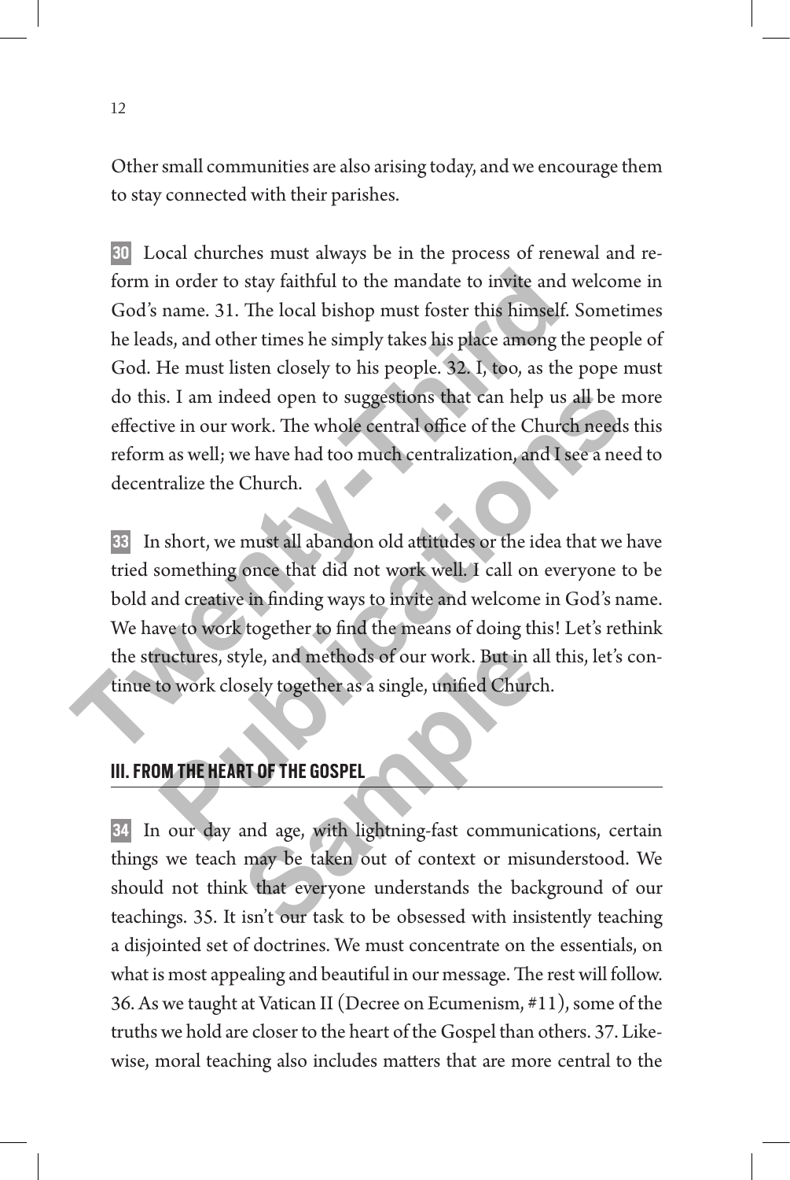Other small communities are also arising today, and we encourage them to stay connected with their parishes.

**30** Local churches must always be in the process of renewal and reform in order to stay faithful to the mandate to invite and welcome in God's name. 31. The local bishop must foster this himself. Sometimes he leads, and other times he simply takes his place among the people of God. He must listen closely to his people. 32. I, too, as the pope must do this. I am indeed open to suggestions that can help us all be more effective in our work. The whole central office of the Church needs this reform as well; we have had too much centralization, and I see a need to decentralize the Church.

**33** In short, we must all abandon old attitudes or the idea that we have tried something once that did not work well. I call on everyone to be bold and creative in finding ways to invite and welcome in God's name. We have to work together to find the means of doing this! Let's rethink the structures, style, and methods of our work. But in all this, let's continue to work closely together as a single, unified Church.

## III. FROM THE HEART OF THE GOSPEL

**34** In our day and age, with lightning-fast communications, certain things we teach may be taken out of context or misunderstood. We should not think that everyone understands the background of our teachings. 35. It isn't our task to be obsessed with insistently teaching a disjointed set of doctrines. We must concentrate on the essentials, on what is most appealing and beautiful in our message. The rest will follow. 36. As we taught at Vatican II (Decree on Ecumenism, #11), some of the truths we hold are closer to the heart of the Gospel than others. 37. Likewise, moral teaching also includes matters that are more central to the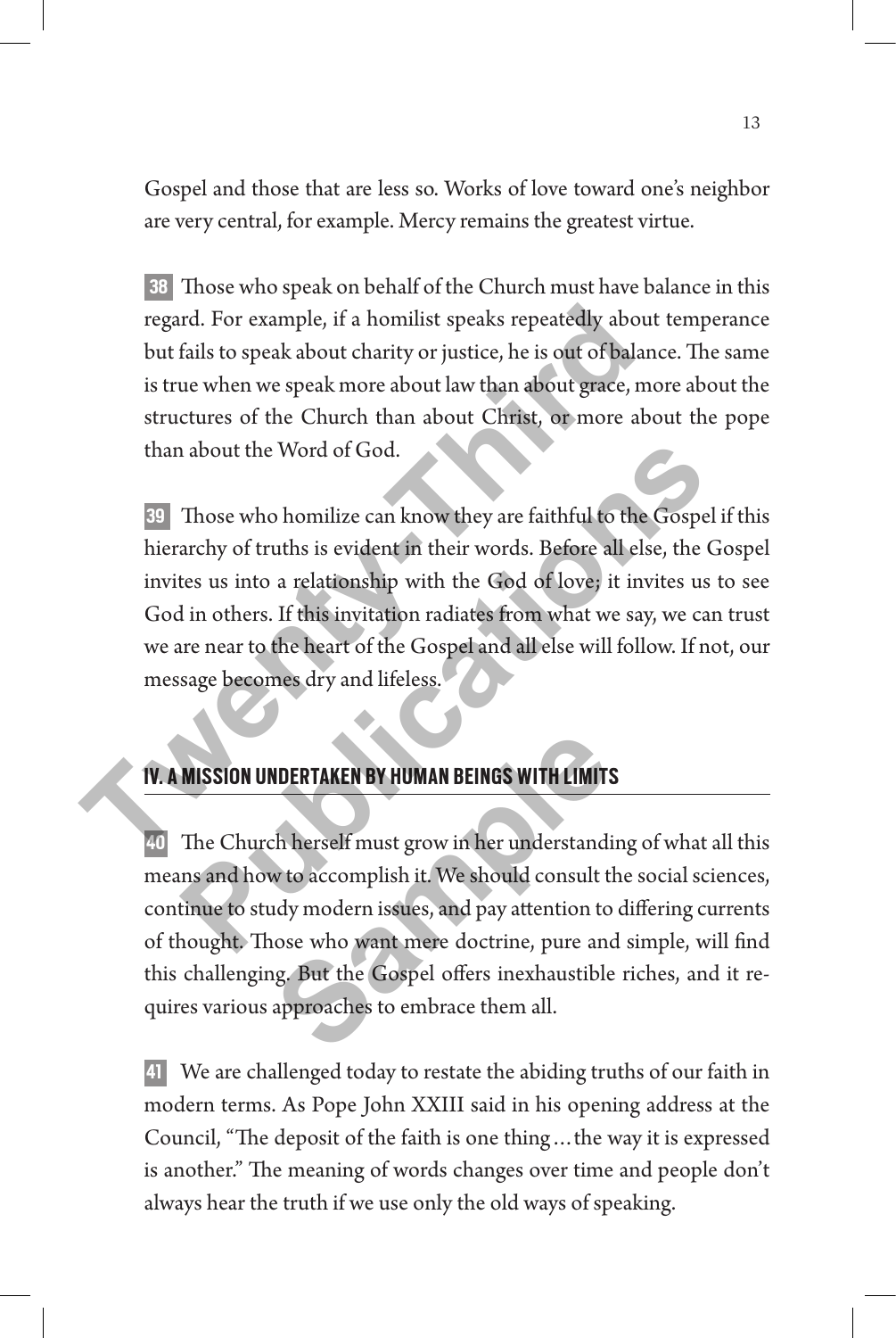Gospel and those that are less so. Works of love toward one's neighbor are very central, for example. Mercy remains the greatest virtue.

**38** Those who speak on behalf of the Church must have balance in this regard. For example, if a homilist speaks repeatedly about temperance but fails to speak about charity or justice, he is out of balance. The same is true when we speak more about law than about grace, more about the structures of the Church than about Christ, or more about the pope than about the Word of God.

**39** Those who homilize can know they are faithful to the Gospel if this hierarchy of truths is evident in their words. Before all else, the Gospel invites us into a relationship with the God of love; it invites us to see God in others. If this invitation radiates from what we say, we can trust we are near to the heart of the Gospel and all else will follow. If not, our message becomes dry and lifeless.

## IV. A MISSION UNDERTAKEN BY HUMAN BEINGS WITH LIMITS

**40** The Church herself must grow in her understanding of what all this means and how to accomplish it. We should consult the social sciences, continue to study modern issues, and pay attention to differing currents of thought. Those who want mere doctrine, pure and simple, will find this challenging. But the Gospel offers inexhaustible riches, and it requires various approaches to embrace them all.

**41** We are challenged today to restate the abiding truths of our faith in modern terms. As Pope John XXIII said in his opening address at the Council, "The deposit of the faith is one thing…the way it is expressed is another." The meaning of words changes over time and people don't always hear the truth if we use only the old ways of speaking.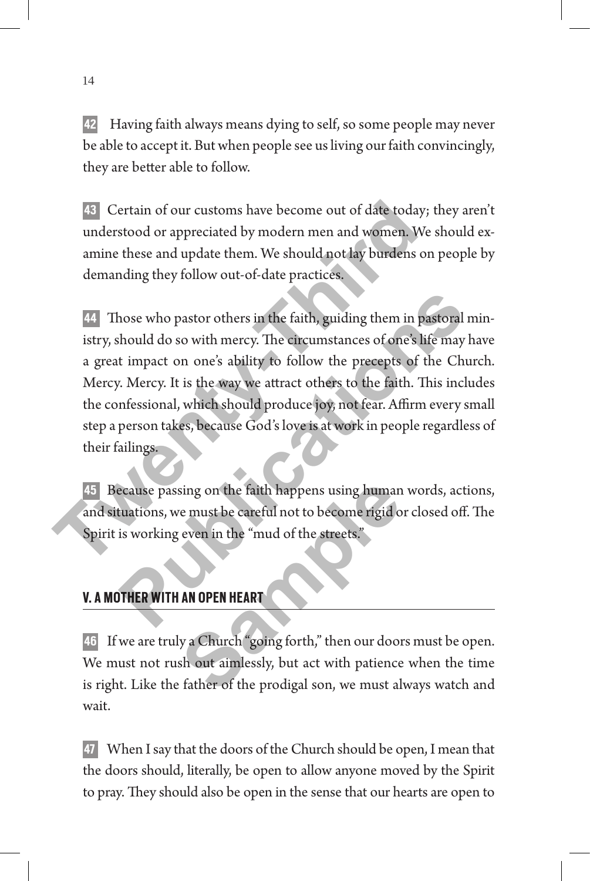**42** Having faith always means dying to self, so some people may never be able to accept it. But when people see us living our faith convincingly, they are better able to follow.

**43** Certain of our customs have become out of date today; they aren't understood or appreciated by modern men and women. We should examine these and update them. We should not lay burdens on people by demanding they follow out-of-date practices.

**44** Those who pastor others in the faith, guiding them in pastoral ministry, should do so with mercy. The circumstances of one's life may have a great impact on one's ability to follow the precepts of the Church. Mercy. Mercy. It is the way we attract others to the faith. This includes the confessional, which should produce joy, not fear. Affirm every small step a person takes, because God's love is at work in people regardless of their failings.

**45** Because passing on the faith happens using human words, actions, and situations, we must be careful not to become rigid or closed off. The Spirit is working even in the "mud of the streets."

## V. A MOTHER WITH AN OPEN HEART

**46** If we are truly a Church "going forth," then our doors must be open. We must not rush out aimlessly, but act with patience when the time is right. Like the father of the prodigal son, we must always watch and wait.

**47** When I say that the doors of the Church should be open, I mean that the doors should, literally, be open to allow anyone moved by the Spirit to pray. They should also be open in the sense that our hearts are open to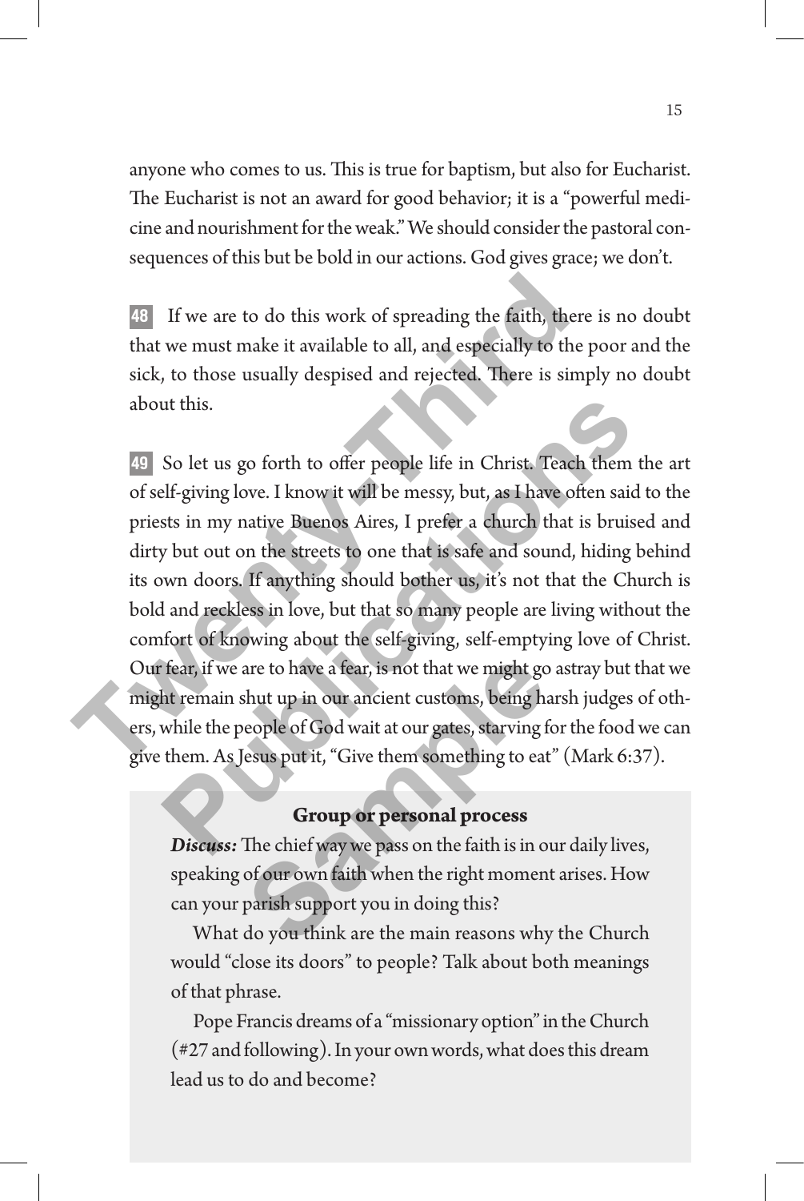anyone who comes to us. This is true for baptism, but also for Eucharist. The Eucharist is not an award for good behavior; it is a "powerful medicine and nourishment for the weak." We should consider the pastoral consequences of this but be bold in our actions. God gives grace; we don't.

**48** If we are to do this work of spreading the faith, there is no doubt that we must make it available to all, and especially to the poor and the sick, to those usually despised and rejected. There is simply no doubt about this.

**49** So let us go forth to offer people life in Christ. Teach them the art of self-giving love. I know it will be messy, but, as I have often said to the priests in my native Buenos Aires, I prefer a church that is bruised and dirty but out on the streets to one that is safe and sound, hiding behind its own doors. If anything should bother us, it's not that the Church is bold and reckless in love, but that so many people are living without the comfort of knowing about the self-giving, self-emptying love of Christ. Our fear, if we are to have a fear, is not that we might go astray but that we might remain shut up in our ancient customs, being harsh judges of others, while the people of God wait at our gates, starving for the food we can give them. As Jesus put it, "Give them something to eat" (Mark 6:37).

### Group or personal process

***Discuss:*** The chief way we pass on the faith is in our daily lives, speaking of our own faith when the right moment arises. How can your parish support you in doing this?

What do you think are the main reasons why the Church would "close its doors" to people? Talk about both meanings of that phrase.

Pope Francis dreams of a "missionary option" in the Church (#27 and following). In your own words, what does this dream lead us to do and become?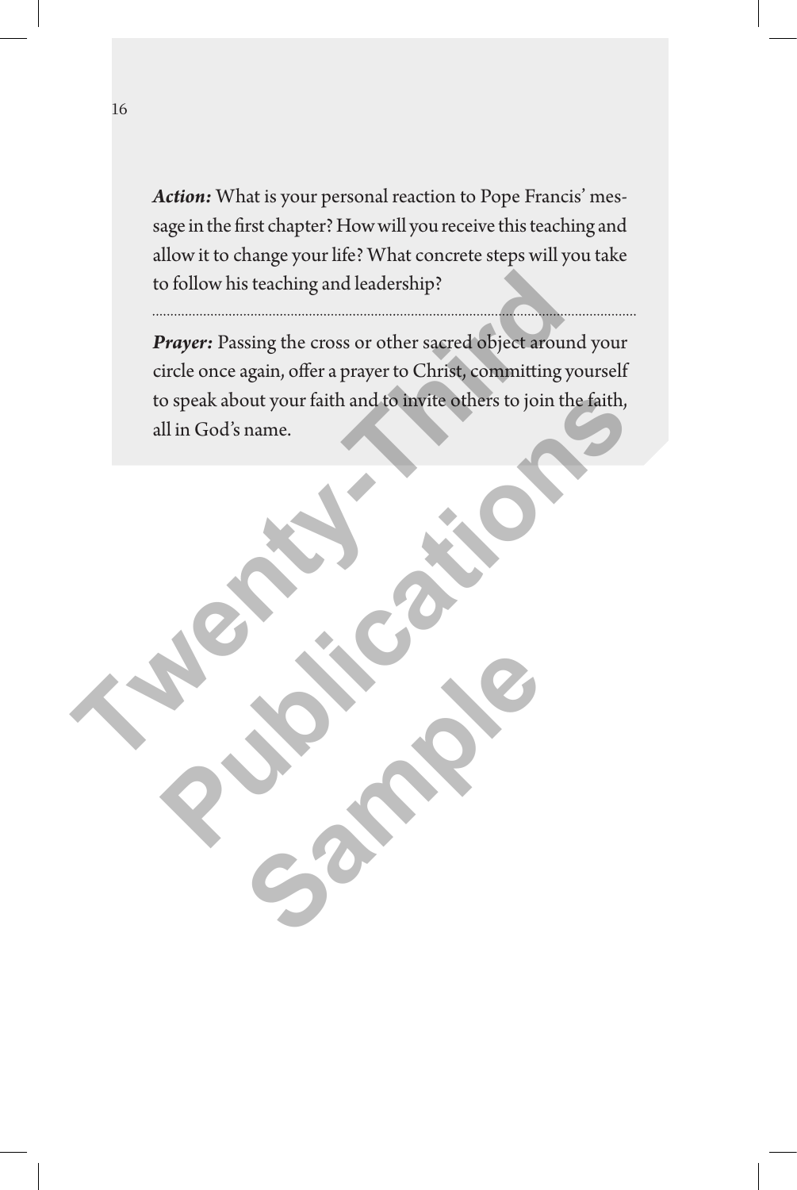***Action:*** What is your personal reaction to Pope Francis' message in the first chapter? How will you receive this teaching and allow it to change your life? What concrete steps will you take to follow his teaching and leadership?

***Prayer:*** Passing the cross or other sacred object around your circle once again, offer a prayer to Christ, committing yourself to speak about your faith and to invite others to join the faith, all in God's name.